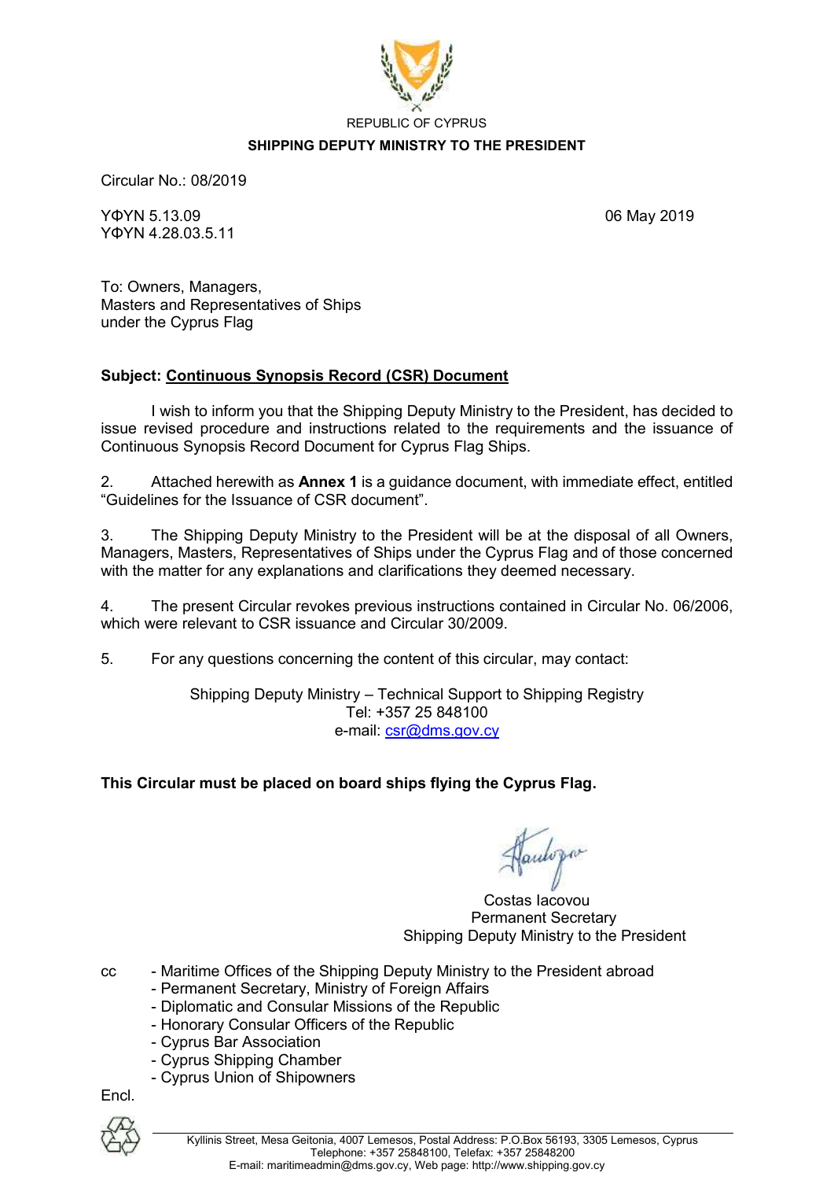REPUBLIC OF CYPRUS

**SHIPPING DEPUTY MINISTRY TO THE PRESIDENT**

Circular No.: 08/2019

ΥΦΥΝ 5.13.09
ΥΦΥΝ 4.28.03.5.11

06 May 2019

To: Owners, Managers,
Masters and Representatives of Ships
under the Cyprus Flag

**Subject: Continuous Synopsis Record (CSR) Document**

I wish to inform you that the Shipping Deputy Ministry to the President, has decided to issue revised procedure and instructions related to the requirements and the issuance of Continuous Synopsis Record Document for Cyprus Flag Ships.

2. Attached herewith as **Annex 1** is a guidance document, with immediate effect, entitled "Guidelines for the Issuance of CSR document".

3. The Shipping Deputy Ministry to the President will be at the disposal of all Owners, Managers, Masters, Representatives of Ships under the Cyprus Flag and of those concerned with the matter for any explanations and clarifications they deemed necessary.

4. The present Circular revokes previous instructions contained in Circular No. 06/2006, which were relevant to CSR issuance and Circular 30/2009.

5. For any questions concerning the content of this circular, may contact:

Shipping Deputy Ministry – Technical Support to Shipping Registry
Tel: +357 25 848100
e-mail: csr@dms.gov.cy

**This Circular must be placed on board ships flying the Cyprus Flag.**

Costas Iacovou
Permanent Secretary
Shipping Deputy Ministry to the President

cc
- Maritime Offices of the Shipping Deputy Ministry to the President abroad
- Permanent Secretary, Ministry of Foreign Affairs
- Diplomatic and Consular Missions of the Republic
- Honorary Consular Officers of the Republic
- Cyprus Bar Association
- Cyprus Shipping Chamber
- Cyprus Union of Shipowners

Encl.

Kyllinis Street, Mesa Geitonia, 4007 Lemesos, Postal Address: P.O.Box 56193, 3305 Lemesos, Cyprus
Telephone: +357 25848100, Telefax: +357 25848200
E-mail: maritimeadmin@dms.gov.cy, Web page: http://www.shipping.gov.cy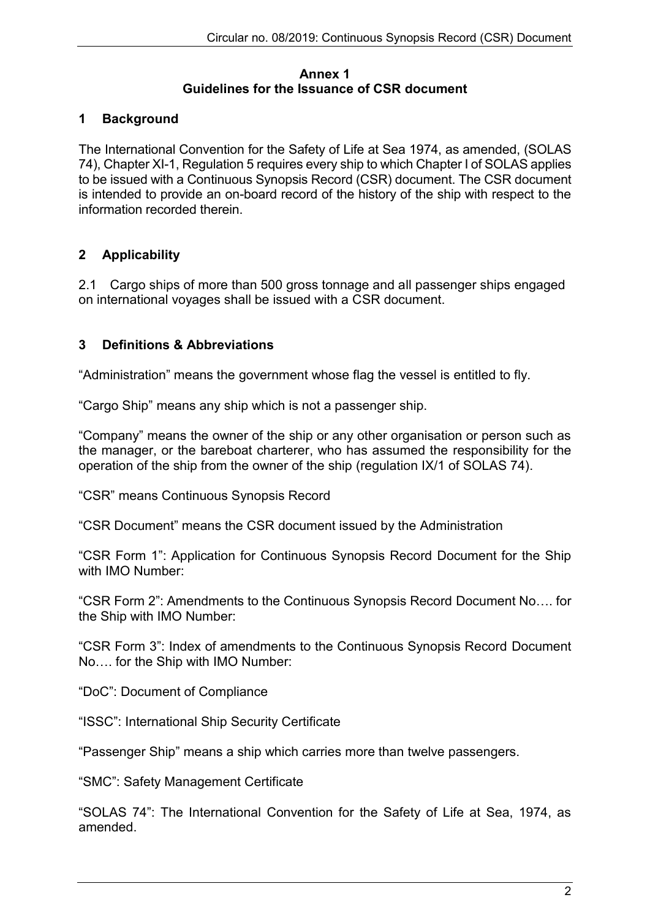**Annex 1**
**Guidelines for the Issuance of CSR document**

## 1 Background

The International Convention for the Safety of Life at Sea 1974, as amended, (SOLAS 74), Chapter XI-1, Regulation 5 requires every ship to which Chapter I of SOLAS applies to be issued with a Continuous Synopsis Record (CSR) document. The CSR document is intended to provide an on-board record of the history of the ship with respect to the information recorded therein.

## 2 Applicability

2.1 Cargo ships of more than 500 gross tonnage and all passenger ships engaged on international voyages shall be issued with a CSR document.

## 3 Definitions & Abbreviations

"Administration" means the government whose flag the vessel is entitled to fly.

"Cargo Ship" means any ship which is not a passenger ship.

"Company" means the owner of the ship or any other organisation or person such as the manager, or the bareboat charterer, who has assumed the responsibility for the operation of the ship from the owner of the ship (regulation IX/1 of SOLAS 74).

"CSR" means Continuous Synopsis Record

"CSR Document" means the CSR document issued by the Administration

"CSR Form 1": Application for Continuous Synopsis Record Document for the Ship with IMO Number:

"CSR Form 2": Amendments to the Continuous Synopsis Record Document No…. for the Ship with IMO Number:

"CSR Form 3": Index of amendments to the Continuous Synopsis Record Document No…. for the Ship with IMO Number:

"DoC": Document of Compliance

"ISSC": International Ship Security Certificate

"Passenger Ship" means a ship which carries more than twelve passengers.

"SMC": Safety Management Certificate

"SOLAS 74": The International Convention for the Safety of Life at Sea, 1974, as amended.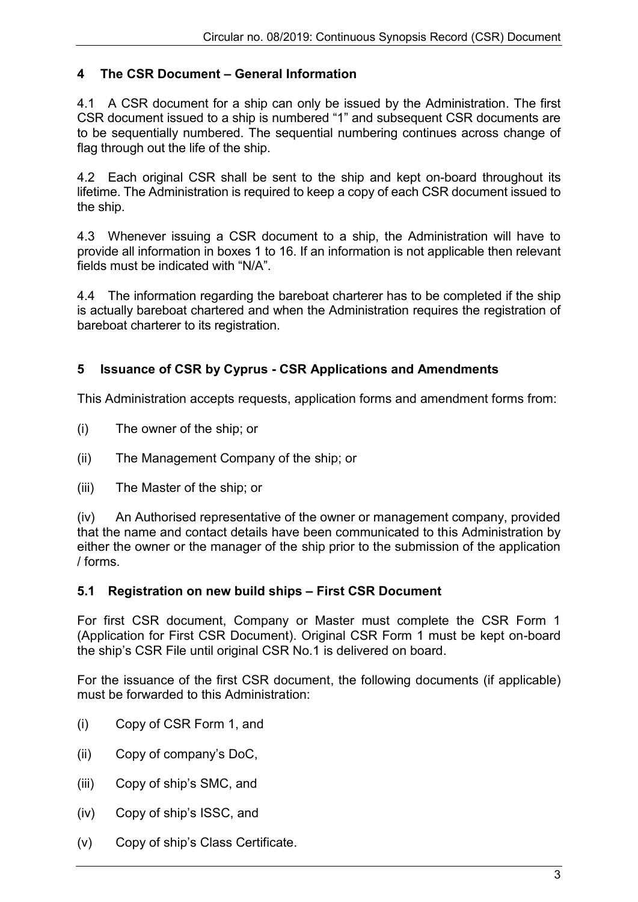## 4 The CSR Document – General Information

4.1 A CSR document for a ship can only be issued by the Administration. The first CSR document issued to a ship is numbered "1" and subsequent CSR documents are to be sequentially numbered. The sequential numbering continues across change of flag through out the life of the ship.

4.2 Each original CSR shall be sent to the ship and kept on-board throughout its lifetime. The Administration is required to keep a copy of each CSR document issued to the ship.

4.3 Whenever issuing a CSR document to a ship, the Administration will have to provide all information in boxes 1 to 16. If an information is not applicable then relevant fields must be indicated with "N/A".

4.4 The information regarding the bareboat charterer has to be completed if the ship is actually bareboat chartered and when the Administration requires the registration of bareboat charterer to its registration.

## 5 Issuance of CSR by Cyprus - CSR Applications and Amendments

This Administration accepts requests, application forms and amendment forms from:

(i) The owner of the ship; or

(ii) The Management Company of the ship; or

(iii) The Master of the ship; or

(iv) An Authorised representative of the owner or management company, provided that the name and contact details have been communicated to this Administration by either the owner or the manager of the ship prior to the submission of the application / forms.

### 5.1 Registration on new build ships – First CSR Document

For first CSR document, Company or Master must complete the CSR Form 1 (Application for First CSR Document). Original CSR Form 1 must be kept on-board the ship's CSR File until original CSR No.1 is delivered on board.

For the issuance of the first CSR document, the following documents (if applicable) must be forwarded to this Administration:

(i) Copy of CSR Form 1, and

(ii) Copy of company's DoC,

(iii) Copy of ship's SMC, and

(iv) Copy of ship's ISSC, and

(v) Copy of ship's Class Certificate.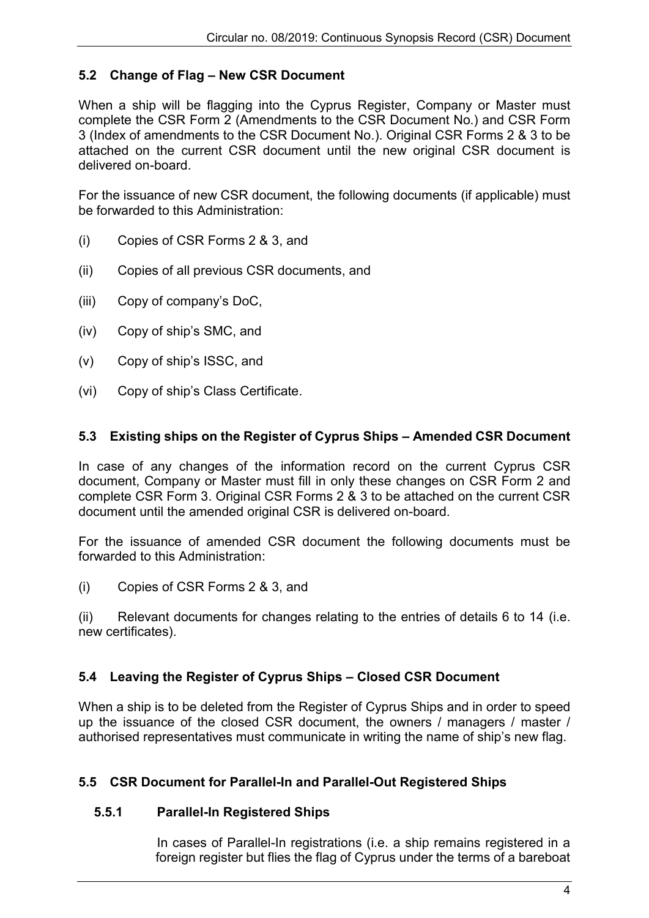## 5.2 Change of Flag – New CSR Document

When a ship will be flagging into the Cyprus Register, Company or Master must complete the CSR Form 2 (Amendments to the CSR Document No.) and CSR Form 3 (Index of amendments to the CSR Document No.). Original CSR Forms 2 & 3 to be attached on the current CSR document until the new original CSR document is delivered on-board.

For the issuance of new CSR document, the following documents (if applicable) must be forwarded to this Administration:

(i) Copies of CSR Forms 2 & 3, and

(ii) Copies of all previous CSR documents, and

(iii) Copy of company's DoC,

(iv) Copy of ship's SMC, and

(v) Copy of ship's ISSC, and

(vi) Copy of ship's Class Certificate.

## 5.3 Existing ships on the Register of Cyprus Ships – Amended CSR Document

In case of any changes of the information record on the current Cyprus CSR document, Company or Master must fill in only these changes on CSR Form 2 and complete CSR Form 3. Original CSR Forms 2 & 3 to be attached on the current CSR document until the amended original CSR is delivered on-board.

For the issuance of amended CSR document the following documents must be forwarded to this Administration:

(i) Copies of CSR Forms 2 & 3, and

(ii) Relevant documents for changes relating to the entries of details 6 to 14 (i.e. new certificates).

## 5.4 Leaving the Register of Cyprus Ships – Closed CSR Document

When a ship is to be deleted from the Register of Cyprus Ships and in order to speed up the issuance of the closed CSR document, the owners / managers / master / authorised representatives must communicate in writing the name of ship's new flag.

## 5.5 CSR Document for Parallel-In and Parallel-Out Registered Ships

### 5.5.1 Parallel-In Registered Ships

In cases of Parallel-In registrations (i.e. a ship remains registered in a foreign register but flies the flag of Cyprus under the terms of a bareboat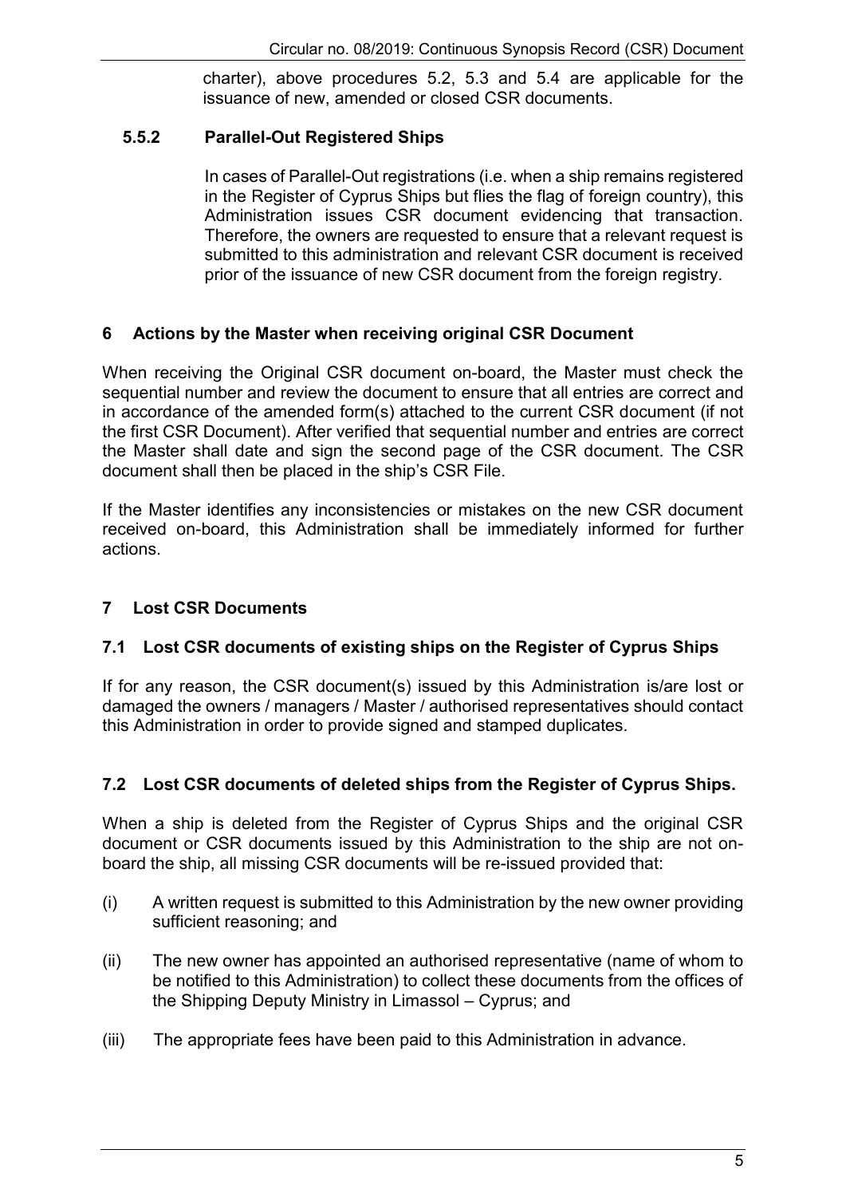charter), above procedures 5.2, 5.3 and 5.4 are applicable for the issuance of new, amended or closed CSR documents.

#### 5.5.2 Parallel-Out Registered Ships

In cases of Parallel-Out registrations (i.e. when a ship remains registered in the Register of Cyprus Ships but flies the flag of foreign country), this Administration issues CSR document evidencing that transaction. Therefore, the owners are requested to ensure that a relevant request is submitted to this administration and relevant CSR document is received prior of the issuance of new CSR document from the foreign registry.

## 6 Actions by the Master when receiving original CSR Document

When receiving the Original CSR document on-board, the Master must check the sequential number and review the document to ensure that all entries are correct and in accordance of the amended form(s) attached to the current CSR document (if not the first CSR Document). After verified that sequential number and entries are correct the Master shall date and sign the second page of the CSR document. The CSR document shall then be placed in the ship's CSR File.

If the Master identifies any inconsistencies or mistakes on the new CSR document received on-board, this Administration shall be immediately informed for further actions.

## 7 Lost CSR Documents

### 7.1 Lost CSR documents of existing ships on the Register of Cyprus Ships

If for any reason, the CSR document(s) issued by this Administration is/are lost or damaged the owners / managers / Master / authorised representatives should contact this Administration in order to provide signed and stamped duplicates.

### 7.2 Lost CSR documents of deleted ships from the Register of Cyprus Ships.

When a ship is deleted from the Register of Cyprus Ships and the original CSR document or CSR documents issued by this Administration to the ship are not on-board the ship, all missing CSR documents will be re-issued provided that:

(i) A written request is submitted to this Administration by the new owner providing sufficient reasoning; and

(ii) The new owner has appointed an authorised representative (name of whom to be notified to this Administration) to collect these documents from the offices of the Shipping Deputy Ministry in Limassol – Cyprus; and

(iii) The appropriate fees have been paid to this Administration in advance.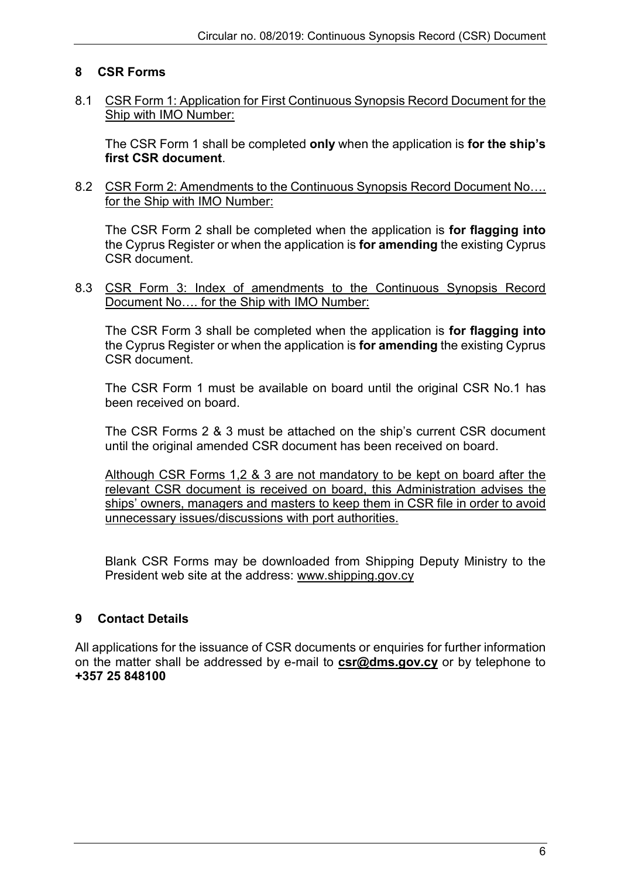## 8 CSR Forms

8.1 <u>CSR Form 1: Application for First Continuous Synopsis Record Document for the Ship with IMO Number:</u>

The CSR Form 1 shall be completed **only** when the application is **for the ship's first CSR document**.

8.2 <u>CSR Form 2: Amendments to the Continuous Synopsis Record Document No…. for the Ship with IMO Number:</u>

The CSR Form 2 shall be completed when the application is **for flagging into** the Cyprus Register or when the application is **for amending** the existing Cyprus CSR document.

8.3 <u>CSR Form 3: Index of amendments to the Continuous Synopsis Record Document No…. for the Ship with IMO Number:</u>

The CSR Form 3 shall be completed when the application is **for flagging into** the Cyprus Register or when the application is **for amending** the existing Cyprus CSR document.

The CSR Form 1 must be available on board until the original CSR No.1 has been received on board.

The CSR Forms 2 & 3 must be attached on the ship's current CSR document until the original amended CSR document has been received on board.

<u>Although CSR Forms 1,2 & 3 are not mandatory to be kept on board after the relevant CSR document is received on board, this Administration advises the ships' owners, managers and masters to keep them in CSR file in order to avoid unnecessary issues/discussions with port authorities.</u>

Blank CSR Forms may be downloaded from Shipping Deputy Ministry to the President web site at the address: <u>www.shipping.gov.cy</u>

## 9 Contact Details

All applications for the issuance of CSR documents or enquiries for further information on the matter shall be addressed by e-mail to **<u>csr@dms.gov.cy</u>** or by telephone to **+357 25 848100**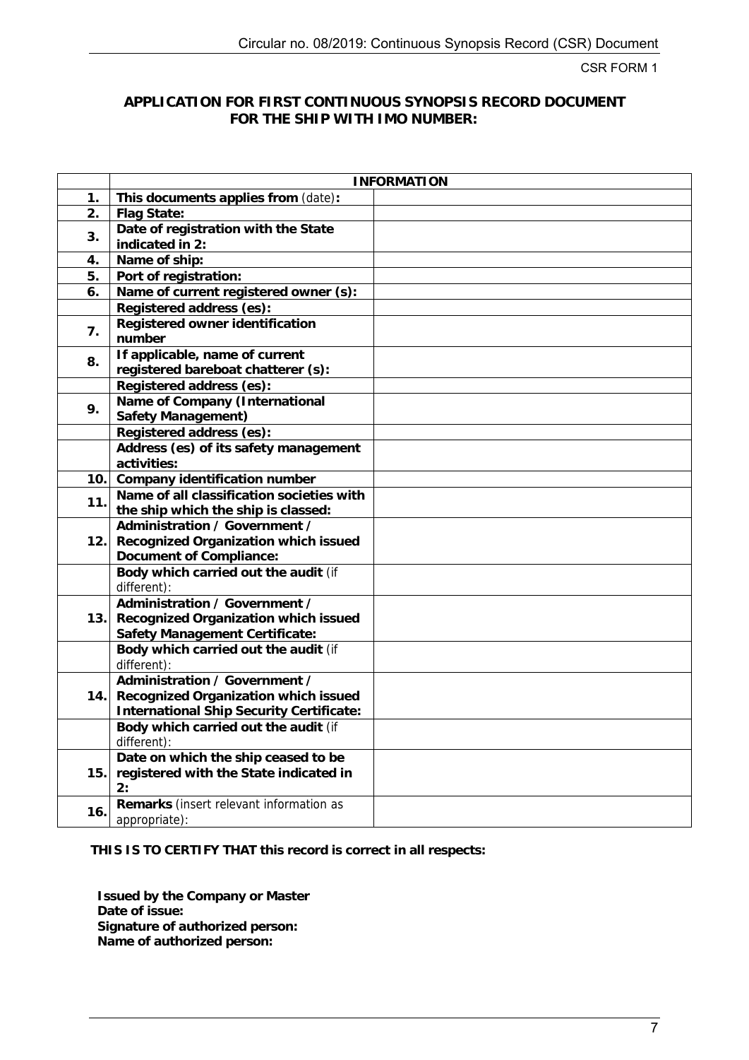CSR FORM 1

## APPLICATION FOR FIRST CONTINUOUS SYNOPSIS RECORD DOCUMENT FOR THE SHIP WITH IMO NUMBER:

| | **INFORMATION** | |
|---|---|---|
| **1.** | **This documents applies from** (date)**:** | |
| **2.** | **Flag State:** | |
| **3.** | **Date of registration with the State indicated in 2:** | |
| **4.** | **Name of ship:** | |
| **5.** | **Port of registration:** | |
| **6.** | **Name of current registered owner (s):** | |
| | **Registered address (es):** | |
| **7.** | **Registered owner identification number** | |
| **8.** | **If applicable, name of current registered bareboat chatterer (s):** | |
| | **Registered address (es):** | |
| **9.** | **Name of Company (International Safety Management)** | |
| | **Registered address (es):** | |
| | **Address (es) of its safety management activities:** | |
| **10.** | **Company identification number** | |
| **11.** | **Name of all classification societies with the ship which the ship is classed:** | |
| **12.** | **Administration / Government / Recognized Organization which issued Document of Compliance:** | |
| | **Body which carried out the audit** (if different): | |
| **13.** | **Administration / Government / Recognized Organization which issued Safety Management Certificate:** | |
| | **Body which carried out the audit** (if different): | |
| **14.** | **Administration / Government / Recognized Organization which issued International Ship Security Certificate:** | |
| | **Body which carried out the audit** (if different): | |
| **15.** | **Date on which the ship ceased to be registered with the State indicated in 2:** | |
| **16.** | **Remarks** (insert relevant information as appropriate): | |

**THIS IS TO CERTIFY THAT this record is correct in all respects:**

**Issued by the Company or Master**
**Date of issue:**
**Signature of authorized person:**
**Name of authorized person:**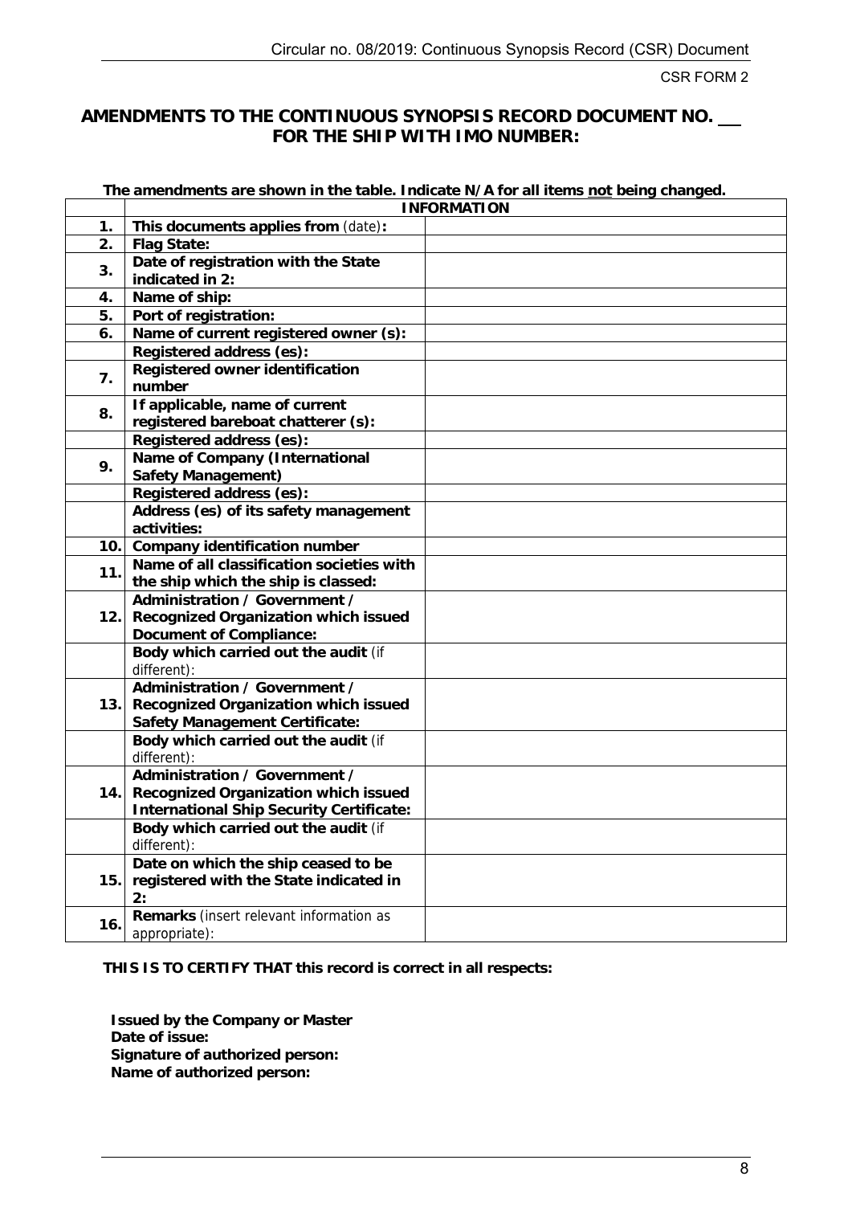CSR FORM 2

## AMENDMENTS TO THE CONTINUOUS SYNOPSIS RECORD DOCUMENT NO. \_\_ FOR THE SHIP WITH IMO NUMBER:

**The amendments are shown in the table. Indicate N/A for all items not being changed.**

| | | INFORMATION |
|---|---|---|
| **1.** | **This documents applies from** (date)**:** | |
| **2.** | **Flag State:** | |
| **3.** | **Date of registration with the State indicated in 2:** | |
| **4.** | **Name of ship:** | |
| **5.** | **Port of registration:** | |
| **6.** | **Name of current registered owner (s):** | |
| | **Registered address (es):** | |
| **7.** | **Registered owner identification number** | |
| **8.** | **If applicable, name of current registered bareboat chatterer (s):** | |
| | **Registered address (es):** | |
| **9.** | **Name of Company (International Safety Management)** | |
| | **Registered address (es):** | |
| | **Address (es) of its safety management activities:** | |
| **10.** | **Company identification number** | |
| **11.** | **Name of all classification societies with the ship which the ship is classed:** | |
| **12.** | **Administration / Government / Recognized Organization which issued Document of Compliance:** | |
| | **Body which carried out the audit** (if different): | |
| **13.** | **Administration / Government / Recognized Organization which issued Safety Management Certificate:** | |
| | **Body which carried out the audit** (if different): | |
| **14.** | **Administration / Government / Recognized Organization which issued International Ship Security Certificate:** | |
| | **Body which carried out the audit** (if different): | |
| **15.** | **Date on which the ship ceased to be registered with the State indicated in 2:** | |
| **16.** | **Remarks** (insert relevant information as appropriate): | |

**THIS IS TO CERTIFY THAT this record is correct in all respects:**

**Issued by the Company or Master**
**Date of issue:**
**Signature of authorized person:**
**Name of authorized person:**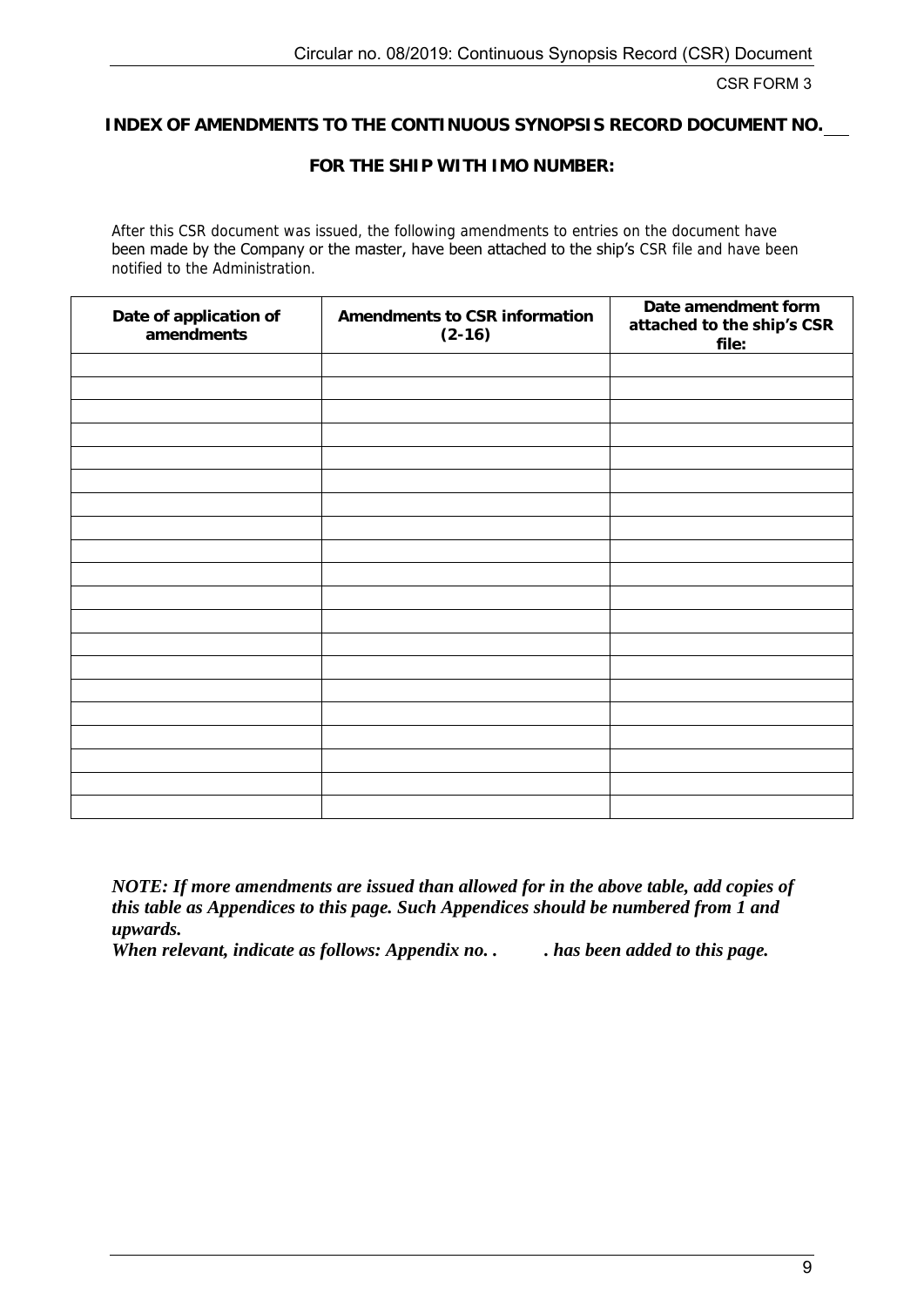CSR FORM 3

**INDEX OF AMENDMENTS TO THE CONTINUOUS SYNOPSIS RECORD DOCUMENT NO.** ___

**FOR THE SHIP WITH IMO NUMBER:**

After this CSR document was issued, the following amendments to entries on the document have been made by the Company or the master, have been attached to the ship's CSR file and have been notified to the Administration.

| Date of application of amendments | Amendments to CSR information (2-16) | Date amendment form attached to the ship's CSR file: |
|---|---|---|
| | | |
| | | |
| | | |
| | | |
| | | |
| | | |
| | | |
| | | |
| | | |
| | | |
| | | |
| | | |
| | | |
| | | |
| | | |
| | | |
| | | |
| | | |
| | | |
| | | |

***NOTE: If more amendments are issued than allowed for in the above table, add copies of this table as Appendices to this page. Such Appendices should be numbered from 1 and upwards.***
***When relevant, indicate as follows: Appendix no. . . has been added to this page.***